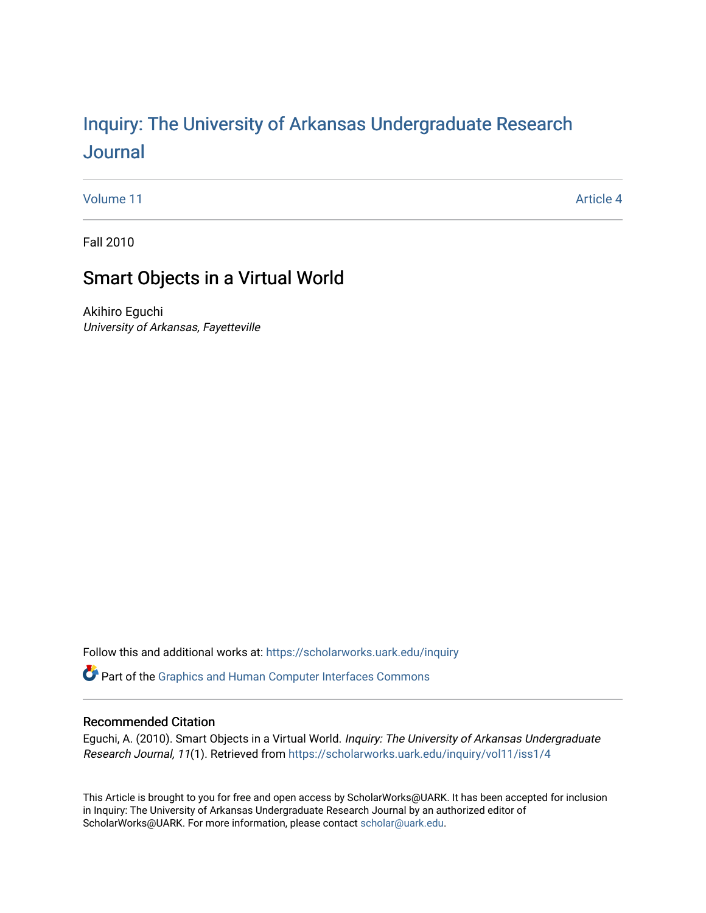# Inquiry: The University of Arkansas Undergraduate Research Journal

Volume 11 | Article 4

Fall 2010

## Smart Objects in a Virtual World

Akihiro Eguchi
*University of Arkansas, Fayetteville*

Follow this and additional works at: https://scholarworks.uark.edu/inquiry

Part of the Graphics and Human Computer Interfaces Commons

### Recommended Citation

Eguchi, A. (2010). Smart Objects in a Virtual World. *Inquiry: The University of Arkansas Undergraduate Research Journal, 11*(1). Retrieved from https://scholarworks.uark.edu/inquiry/vol11/iss1/4

This Article is brought to you for free and open access by ScholarWorks@UARK. It has been accepted for inclusion in Inquiry: The University of Arkansas Undergraduate Research Journal by an authorized editor of ScholarWorks@UARK. For more information, please contact scholar@uark.edu.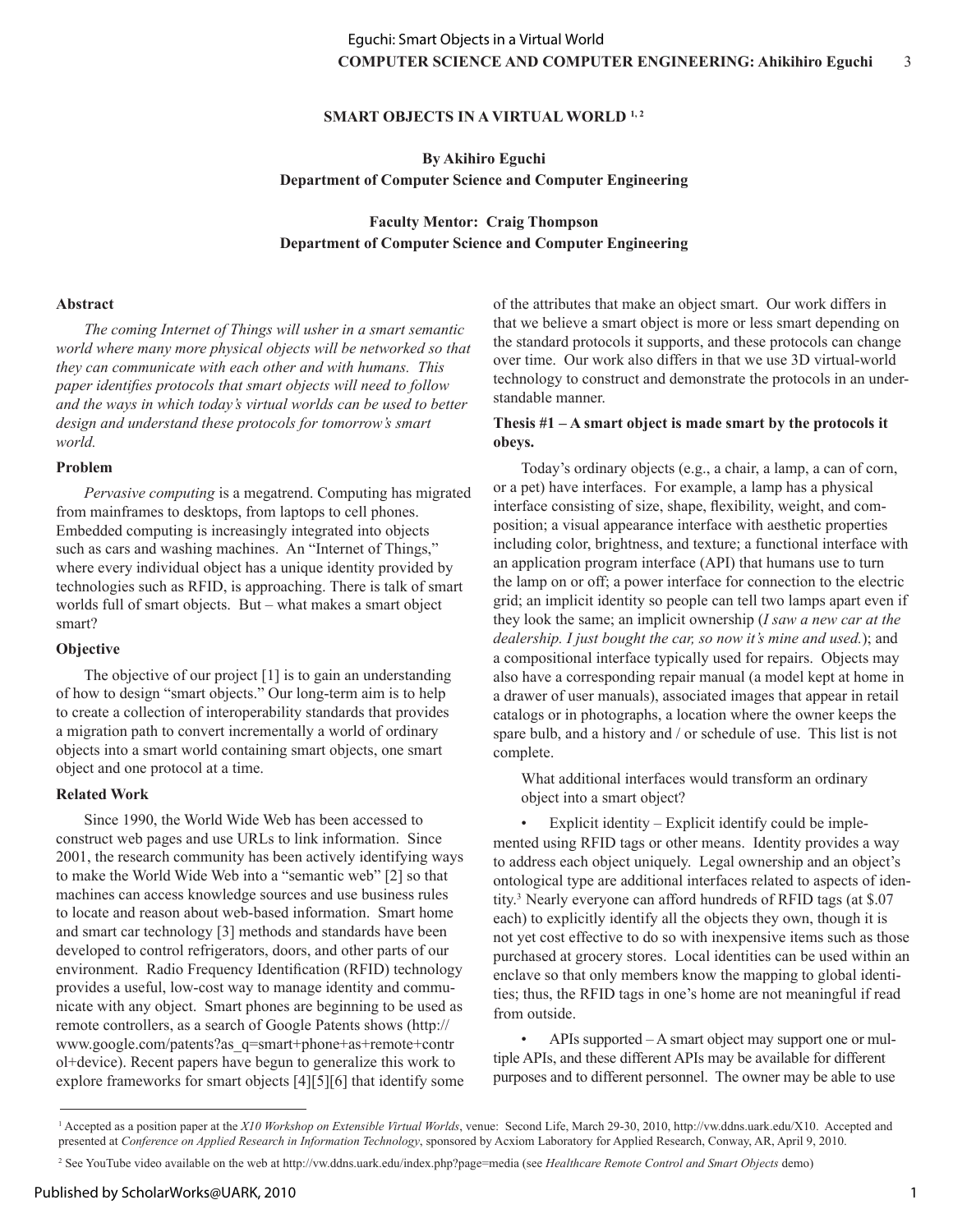## SMART OBJECTS IN A VIRTUAL WORLD [1, 2]

**By Akihiro Eguchi**
**Department of Computer Science and Computer Engineering**

**Faculty Mentor: Craig Thompson**
**Department of Computer Science and Computer Engineering**

### Abstract

*The coming Internet of Things will usher in a smart semantic world where many more physical objects will be networked so that they can communicate with each other and with humans. This paper identifies protocols that smart objects will need to follow and the ways in which today's virtual worlds can be used to better design and understand these protocols for tomorrow's smart world.*

### Problem

*Pervasive computing* is a megatrend. Computing has migrated from mainframes to desktops, from laptops to cell phones. Embedded computing is increasingly integrated into objects such as cars and washing machines. An "Internet of Things," where every individual object has a unique identity provided by technologies such as RFID, is approaching. There is talk of smart worlds full of smart objects. But – what makes a smart object smart?

### Objective

The objective of our project [1] is to gain an understanding of how to design "smart objects." Our long-term aim is to help to create a collection of interoperability standards that provides a migration path to convert incrementally a world of ordinary objects into a smart world containing smart objects, one smart object and one protocol at a time.

### Related Work

Since 1990, the World Wide Web has been accessed to construct web pages and use URLs to link information. Since 2001, the research community has been actively identifying ways to make the World Wide Web into a "semantic web" [2] so that machines can access knowledge sources and use business rules to locate and reason about web-based information. Smart home and smart car technology [3] methods and standards have been developed to control refrigerators, doors, and other parts of our environment. Radio Frequency Identification (RFID) technology provides a useful, low-cost way to manage identity and communicate with any object. Smart phones are beginning to be used as remote controllers, as a search of Google Patents shows (http://www.google.com/patents?as_q=smart+phone+as+remote+control+device). Recent papers have begun to generalize this work to explore frameworks for smart objects [4][5][6] that identify some of the attributes that make an object smart. Our work differs in that we believe a smart object is more or less smart depending on the standard protocols it supports, and these protocols can change over time. Our work also differs in that we use 3D virtual-world technology to construct and demonstrate the protocols in an understandable manner.

### Thesis #1 – A smart object is made smart by the protocols it obeys.

Today's ordinary objects (e.g., a chair, a lamp, a can of corn, or a pet) have interfaces. For example, a lamp has a physical interface consisting of size, shape, flexibility, weight, and composition; a visual appearance interface with aesthetic properties including color, brightness, and texture; a functional interface with an application program interface (API) that humans use to turn the lamp on or off; a power interface for connection to the electric grid; an implicit identity so people can tell two lamps apart even if they look the same; an implicit ownership (*I saw a new car at the dealership. I just bought the car, so now it's mine and used.*); and a compositional interface typically used for repairs. Objects may also have a corresponding repair manual (a model kept at home in a drawer of user manuals), associated images that appear in retail catalogs or in photographs, a location where the owner keeps the spare bulb, and a history and / or schedule of use. This list is not complete.

What additional interfaces would transform an ordinary object into a smart object?

- Explicit identity – Explicit identify could be implemented using RFID tags or other means. Identity provides a way to address each object uniquely. Legal ownership and an object's ontological type are additional interfaces related to aspects of identity.[3] Nearly everyone can afford hundreds of RFID tags (at $.07 each) to explicitly identify all the objects they own, though it is not yet cost effective to do so with inexpensive items such as those purchased at grocery stores. Local identities can be used within an enclave so that only members know the mapping to global identities; thus, the RFID tags in one's home are not meaningful if read from outside.
- APIs supported – A smart object may support one or multiple APIs, and these different APIs may be available for different purposes and to different personnel. The owner may be able to use

---

[1] Accepted as a position paper at the *X10 Workshop on Extensible Virtual Worlds*, venue: Second Life, March 29-30, 2010, http://vw.ddns.uark.edu/X10. Accepted and presented at *Conference on Applied Research in Information Technology*, sponsored by Acxiom Laboratory for Applied Research, Conway, AR, April 9, 2010.

[2] See YouTube video available on the web at http://vw.ddns.uark.edu/index.php?page=media (see *Healthcare Remote Control and Smart Objects* demo)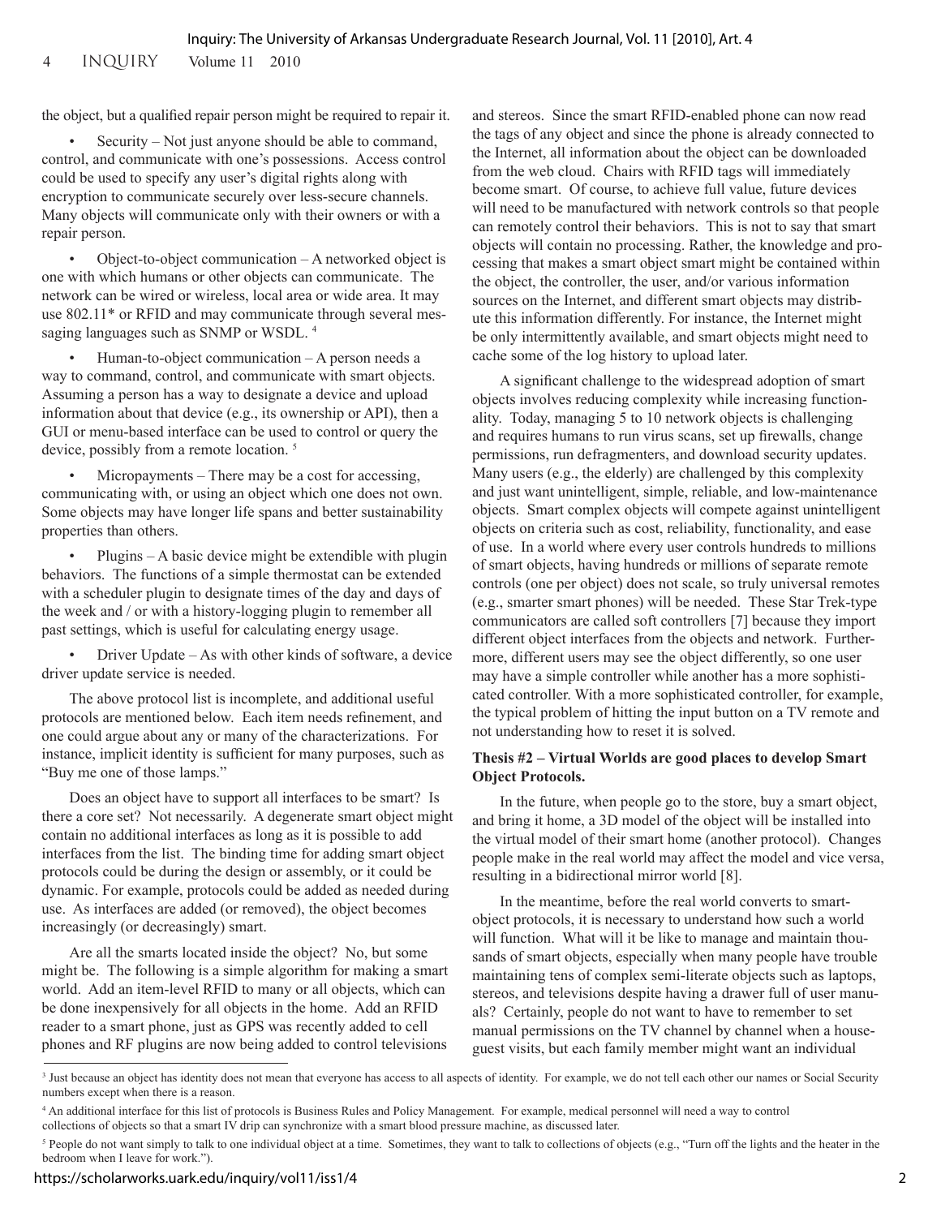the object, but a qualified repair person might be required to repair it.

- Security – Not just anyone should be able to command, control, and communicate with one's possessions. Access control could be used to specify any user's digital rights along with encryption to communicate securely over less-secure channels. Many objects will communicate only with their owners or with a repair person.

- Object-to-object communication – A networked object is one with which humans or other objects can communicate. The network can be wired or wireless, local area or wide area. It may use 802.11* or RFID and may communicate through several messaging languages such as SNMP or WSDL. [4]

- Human-to-object communication – A person needs a way to command, control, and communicate with smart objects. Assuming a person has a way to designate a device and upload information about that device (e.g., its ownership or API), then a GUI or menu-based interface can be used to control or query the device, possibly from a remote location. [5]

- Micropayments – There may be a cost for accessing, communicating with, or using an object which one does not own. Some objects may have longer life spans and better sustainability properties than others.

- Plugins – A basic device might be extendible with plugin behaviors. The functions of a simple thermostat can be extended with a scheduler plugin to designate times of the day and days of the week and / or with a history-logging plugin to remember all past settings, which is useful for calculating energy usage.

- Driver Update – As with other kinds of software, a device driver update service is needed.

The above protocol list is incomplete, and additional useful protocols are mentioned below. Each item needs refinement, and one could argue about any or many of the characterizations. For instance, implicit identity is sufficient for many purposes, such as "Buy me one of those lamps."

Does an object have to support all interfaces to be smart? Is there a core set? Not necessarily. A degenerate smart object might contain no additional interfaces as long as it is possible to add interfaces from the list. The binding time for adding smart object protocols could be during the design or assembly, or it could be dynamic. For example, protocols could be added as needed during use. As interfaces are added (or removed), the object becomes increasingly (or decreasingly) smart.

Are all the smarts located inside the object? No, but some might be. The following is a simple algorithm for making a smart world. Add an item-level RFID to many or all objects, which can be done inexpensively for all objects in the home. Add an RFID reader to a smart phone, just as GPS was recently added to cell phones and RF plugins are now being added to control televisions and stereos. Since the smart RFID-enabled phone can now read the tags of any object and since the phone is already connected to the Internet, all information about the object can be downloaded from the web cloud. Chairs with RFID tags will immediately become smart. Of course, to achieve full value, future devices will need to be manufactured with network controls so that people can remotely control their behaviors. This is not to say that smart objects will contain no processing. Rather, the knowledge and processing that makes a smart object smart might be contained within the object, the controller, the user, and/or various information sources on the Internet, and different smart objects may distribute this information differently. For instance, the Internet might be only intermittently available, and smart objects might need to cache some of the log history to upload later.

A significant challenge to the widespread adoption of smart objects involves reducing complexity while increasing functionality. Today, managing 5 to 10 network objects is challenging and requires humans to run virus scans, set up firewalls, change permissions, run defragmenters, and download security updates. Many users (e.g., the elderly) are challenged by this complexity and just want unintelligent, simple, reliable, and low-maintenance objects. Smart complex objects will compete against unintelligent objects on criteria such as cost, reliability, functionality, and ease of use. In a world where every user controls hundreds to millions of smart objects, having hundreds or millions of separate remote controls (one per object) does not scale, so truly universal remotes (e.g., smarter smart phones) will be needed. These Star Trek-type communicators are called soft controllers [7] because they import different object interfaces from the objects and network. Furthermore, different users may see the object differently, so one user may have a simple controller while another has a more sophisticated controller. With a more sophisticated controller, for example, the typical problem of hitting the input button on a TV remote and not understanding how to reset it is solved.

**Thesis #2 – Virtual Worlds are good places to develop Smart Object Protocols.**

In the future, when people go to the store, buy a smart object, and bring it home, a 3D model of the object will be installed into the virtual model of their smart home (another protocol). Changes people make in the real world may affect the model and vice versa, resulting in a bidirectional mirror world [8].

In the meantime, before the real world converts to smart-object protocols, it is necessary to understand how such a world will function. What will it be like to manage and maintain thousands of smart objects, especially when many people have trouble maintaining tens of complex semi-literate objects such as laptops, stereos, and televisions despite having a drawer full of user manuals? Certainly, people do not want to have to remember to set manual permissions on the TV channel by channel when a houseguest visits, but each family member might want an individual

---

[3] Just because an object has identity does not mean that everyone has access to all aspects of identity. For example, we do not tell each other our names or Social Security numbers except when there is a reason.

[4] An additional interface for this list of protocols is Business Rules and Policy Management. For example, medical personnel will need a way to control collections of objects so that a smart IV drip can synchronize with a smart blood pressure machine, as discussed later.

[5] People do not want simply to talk to one individual object at a time. Sometimes, they want to talk to collections of objects (e.g., "Turn off the lights and the heater in the bedroom when I leave for work.").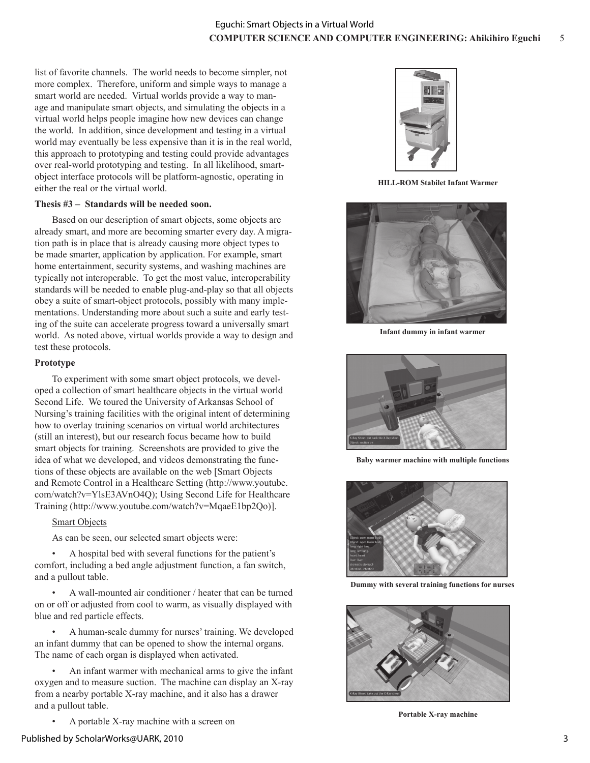list of favorite channels. The world needs to become simpler, not more complex. Therefore, uniform and simple ways to manage a smart world are needed. Virtual worlds provide a way to manage and manipulate smart objects, and simulating the objects in a virtual world helps people imagine how new devices can change the world. In addition, since development and testing in a virtual world may eventually be less expensive than it is in the real world, this approach to prototyping and testing could provide advantages over real-world prototyping and testing. In all likelihood, smart-object interface protocols will be platform-agnostic, operating in either the real or the virtual world.

**Thesis #3 – Standards will be needed soon.**

Based on our description of smart objects, some objects are already smart, and more are becoming smarter every day. A migration path is in place that is already causing more object types to be made smarter, application by application. For example, smart home entertainment, security systems, and washing machines are typically not interoperable. To get the most value, interoperability standards will be needed to enable plug-and-play so that all objects obey a suite of smart-object protocols, possibly with many implementations. Understanding more about such a suite and early testing of the suite can accelerate progress toward a universally smart world. As noted above, virtual worlds provide a way to design and test these protocols.

**Prototype**

To experiment with some smart object protocols, we developed a collection of smart healthcare objects in the virtual world Second Life. We toured the University of Arkansas School of Nursing's training facilities with the original intent of determining how to overlay training scenarios on virtual world architectures (still an interest), but our research focus became how to build smart objects for training. Screenshots are provided to give the idea of what we developed, and videos demonstrating the functions of these objects are available on the web [Smart Objects and Remote Control in a Healthcare Setting (http://www.youtube.com/watch?v=YlsE3AVnO4Q); Using Second Life for Healthcare Training (http://www.youtube.com/watch?v=MqaeE1bp2Qo)].

Smart Objects

As can be seen, our selected smart objects were:

- A hospital bed with several functions for the patient's comfort, including a bed angle adjustment function, a fan switch, and a pullout table.
- A wall-mounted air conditioner / heater that can be turned on or off or adjusted from cool to warm, as visually displayed with blue and red particle effects.
- A human-scale dummy for nurses' training. We developed an infant dummy that can be opened to show the internal organs. The name of each organ is displayed when activated.
- An infant warmer with mechanical arms to give the infant oxygen and to measure suction. The machine can display an X-ray from a nearby portable X-ray machine, and it also has a drawer and a pullout table.
- A portable X-ray machine with a screen on

**HILL-ROM Stabilet Infant Warmer**

**Infant dummy in infant warmer**

**Baby warmer machine with multiple functions**

**Dummy with several training functions for nurses**

**Portable X-ray machine**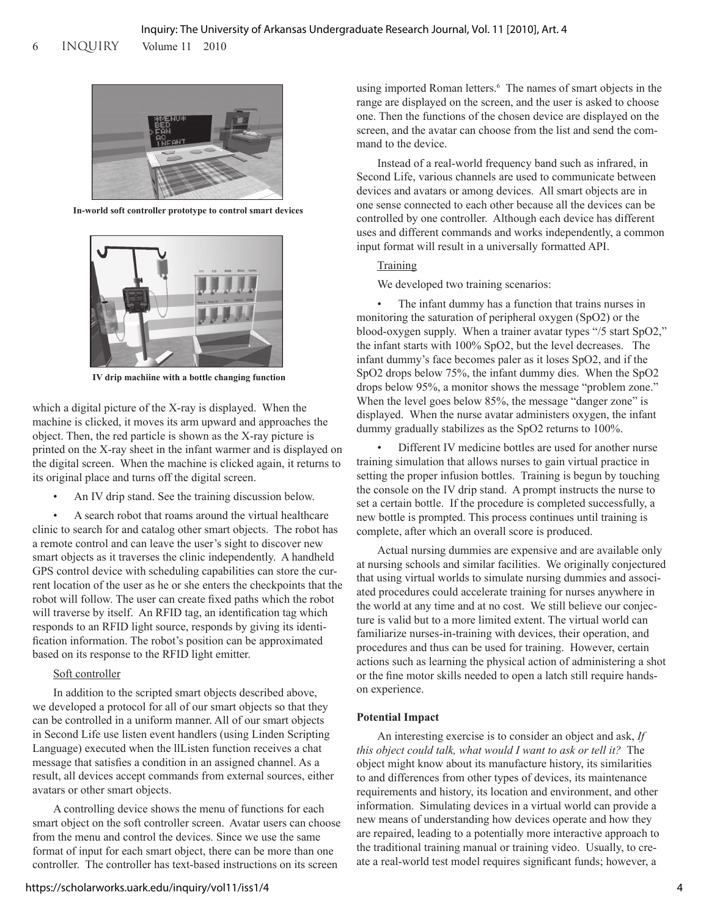In-world soft controller prototype to control smart devices

IV drip machiine with a bottle changing function

which a digital picture of the X-ray is displayed. When the machine is clicked, it moves its arm upward and approaches the object. Then, the red particle is shown as the X-ray picture is printed on the X-ray sheet in the infant warmer and is displayed on the digital screen. When the machine is clicked again, it returns to its original place and turns off the digital screen.

- An IV drip stand. See the training discussion below.
- A search robot that roams around the virtual healthcare clinic to search for and catalog other smart objects. The robot has a remote control and can leave the user's sight to discover new smart objects as it traverses the clinic independently. A handheld GPS control device with scheduling capabilities can store the current location of the user as he or she enters the checkpoints that the robot will follow. The user can create fixed paths which the robot will traverse by itself. An RFID tag, an identification tag which responds to an RFID light source, responds by giving its identification information. The robot's position can be approximated based on its response to the RFID light emitter.

Soft controller

In addition to the scripted smart objects described above, we developed a protocol for all of our smart objects so that they can be controlled in a uniform manner. All of our smart objects in Second Life use listen event handlers (using Linden Scripting Language) executed when the llListen function receives a chat message that satisfies a condition in an assigned channel. As a result, all devices accept commands from external sources, either avatars or other smart objects.

A controlling device shows the menu of functions for each smart object on the soft controller screen. Avatar users can choose from the menu and control the devices. Since we use the same format of input for each smart object, there can be more than one controller. The controller has text-based instructions on its screen using imported Roman letters.[6] The names of smart objects in the range are displayed on the screen, and the user is asked to choose one. Then the functions of the chosen device are displayed on the screen, and the avatar can choose from the list and send the command to the device.

Instead of a real-world frequency band such as infrared, in Second Life, various channels are used to communicate between devices and avatars or among devices. All smart objects are in one sense connected to each other because all the devices can be controlled by one controller. Although each device has different uses and different commands and works independently, a common input format will result in a universally formatted API.

Training

We developed two training scenarios:

- The infant dummy has a function that trains nurses in monitoring the saturation of peripheral oxygen (SpO2) or the blood-oxygen supply. When a trainer avatar types "/5 start SpO2," the infant starts with 100% SpO2, but the level decreases. The infant dummy's face becomes paler as it loses SpO2, and if the SpO2 drops below 75%, the infant dummy dies. When the SpO2 drops below 95%, a monitor shows the message "problem zone." When the level goes below 85%, the message "danger zone" is displayed. When the nurse avatar administers oxygen, the infant dummy gradually stabilizes as the SpO2 returns to 100%.
- Different IV medicine bottles are used for another nurse training simulation that allows nurses to gain virtual practice in setting the proper infusion bottles. Training is begun by touching the console on the IV drip stand. A prompt instructs the nurse to set a certain bottle. If the procedure is completed successfully, a new bottle is prompted. This process continues until training is complete, after which an overall score is produced.

Actual nursing dummies are expensive and are available only at nursing schools and similar facilities. We originally conjectured that using virtual worlds to simulate nursing dummies and associated procedures could accelerate training for nurses anywhere in the world at any time and at no cost. We still believe our conjecture is valid but to a more limited extent. The virtual world can familiarize nurses-in-training with devices, their operation, and procedures and thus can be used for training. However, certain actions such as learning the physical action of administering a shot or the fine motor skills needed to open a latch still require hands-on experience.

**Potential Impact**

An interesting exercise is to consider an object and ask, *If this object could talk, what would I want to ask or tell it?* The object might know about its manufacture history, its similarities to and differences from other types of devices, its maintenance requirements and history, its location and environment, and other information. Simulating devices in a virtual world can provide a new means of understanding how devices operate and how they are repaired, leading to a potentially more interactive approach to the traditional training manual or training video. Usually, to create a real-world test model requires significant funds; however, a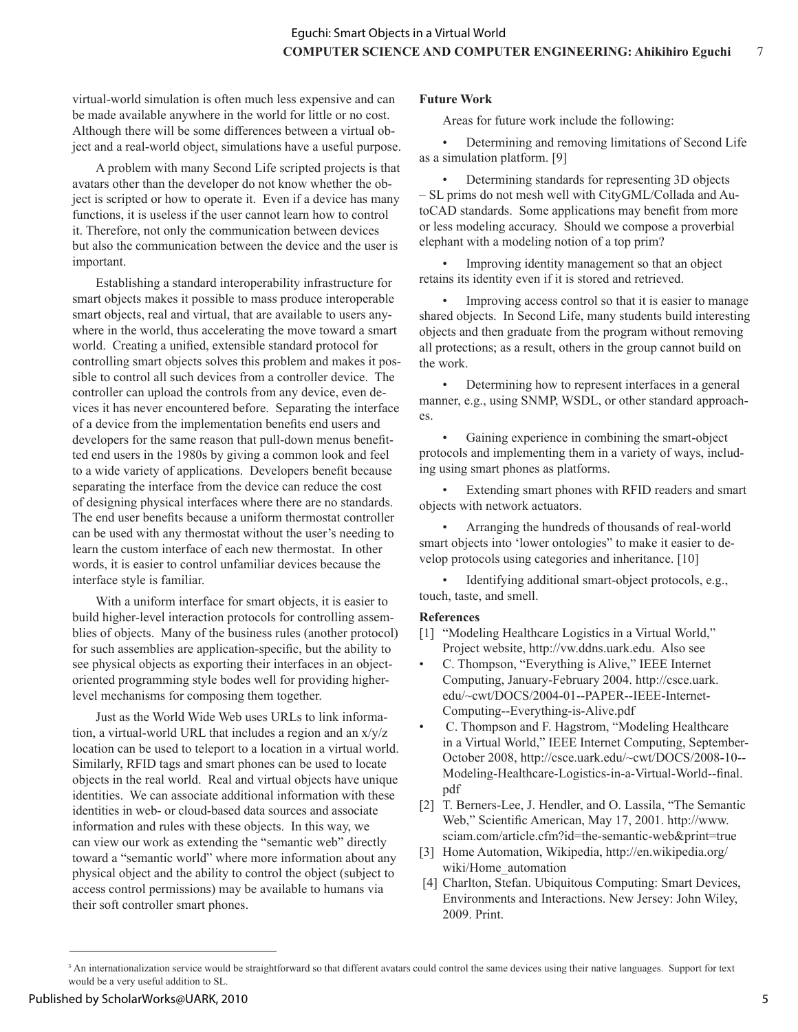virtual-world simulation is often much less expensive and can be made available anywhere in the world for little or no cost. Although there will be some differences between a virtual object and a real-world object, simulations have a useful purpose.

A problem with many Second Life scripted projects is that avatars other than the developer do not know whether the object is scripted or how to operate it. Even if a device has many functions, it is useless if the user cannot learn how to control it. Therefore, not only the communication between devices but also the communication between the device and the user is important.

Establishing a standard interoperability infrastructure for smart objects makes it possible to mass produce interoperable smart objects, real and virtual, that are available to users anywhere in the world, thus accelerating the move toward a smart world. Creating a unified, extensible standard protocol for controlling smart objects solves this problem and makes it possible to control all such devices from a controller device. The controller can upload the controls from any device, even devices it has never encountered before. Separating the interface of a device from the implementation benefits end users and developers for the same reason that pull-down menus benefitted end users in the 1980s by giving a common look and feel to a wide variety of applications. Developers benefit because separating the interface from the device can reduce the cost of designing physical interfaces where there are no standards. The end user benefits because a uniform thermostat controller can be used with any thermostat without the user's needing to learn the custom interface of each new thermostat. In other words, it is easier to control unfamiliar devices because the interface style is familiar.

With a uniform interface for smart objects, it is easier to build higher-level interaction protocols for controlling assemblies of objects. Many of the business rules (another protocol) for such assemblies are application-specific, but the ability to see physical objects as exporting their interfaces in an object-oriented programming style bodes well for providing higher-level mechanisms for composing them together.

Just as the World Wide Web uses URLs to link information, a virtual-world URL that includes a region and an x/y/z location can be used to teleport to a location in a virtual world. Similarly, RFID tags and smart phones can be used to locate objects in the real world. Real and virtual objects have unique identities. We can associate additional information with these identities in web- or cloud-based data sources and associate information and rules with these objects. In this way, we can view our work as extending the "semantic web" directly toward a "semantic world" where more information about any physical object and the ability to control the object (subject to access control permissions) may be available to humans via their soft controller smart phones.

**Future Work**

Areas for future work include the following:

- Determining and removing limitations of Second Life as a simulation platform. [9]
- Determining standards for representing 3D objects – SL prims do not mesh well with CityGML/Collada and AutoCAD standards. Some applications may benefit from more or less modeling accuracy. Should we compose a proverbial elephant with a modeling notion of a top prim?
- Improving identity management so that an object retains its identity even if it is stored and retrieved.
- Improving access control so that it is easier to manage shared objects. In Second Life, many students build interesting objects and then graduate from the program without removing all protections; as a result, others in the group cannot build on the work.
- Determining how to represent interfaces in a general manner, e.g., using SNMP, WSDL, or other standard approaches.
- Gaining experience in combining the smart-object protocols and implementing them in a variety of ways, including using smart phones as platforms.
- Extending smart phones with RFID readers and smart objects with network actuators.
- Arranging the hundreds of thousands of real-world smart objects into 'lower ontologies" to make it easier to develop protocols using categories and inheritance. [10]
- Identifying additional smart-object protocols, e.g., touch, taste, and smell.

**References**

[1] "Modeling Healthcare Logistics in a Virtual World," Project website, http://vw.ddns.uark.edu. Also see
- C. Thompson, "Everything is Alive," IEEE Internet Computing, January-February 2004. http://csce.uark.edu/~cwt/DOCS/2004-01--PAPER--IEEE-Internet-Computing--Everything-is-Alive.pdf
- C. Thompson and F. Hagstrom, "Modeling Healthcare in a Virtual World," IEEE Internet Computing, September-October 2008, http://csce.uark.edu/~cwt/DOCS/2008-10--Modeling-Healthcare-Logistics-in-a-Virtual-World--final.pdf

[2] T. Berners-Lee, J. Hendler, and O. Lassila, "The Semantic Web," Scientific American, May 17, 2001. http://www.sciam.com/article.cfm?id=the-semantic-web&print=true

[3] Home Automation, Wikipedia, http://en.wikipedia.org/wiki/Home_automation

[4] Charlton, Stefan. Ubiquitous Computing: Smart Devices, Environments and Interactions. New Jersey: John Wiley, 2009. Print.

---

[3] An internationalization service would be straightforward so that different avatars could control the same devices using their native languages. Support for text would be a very useful addition to SL.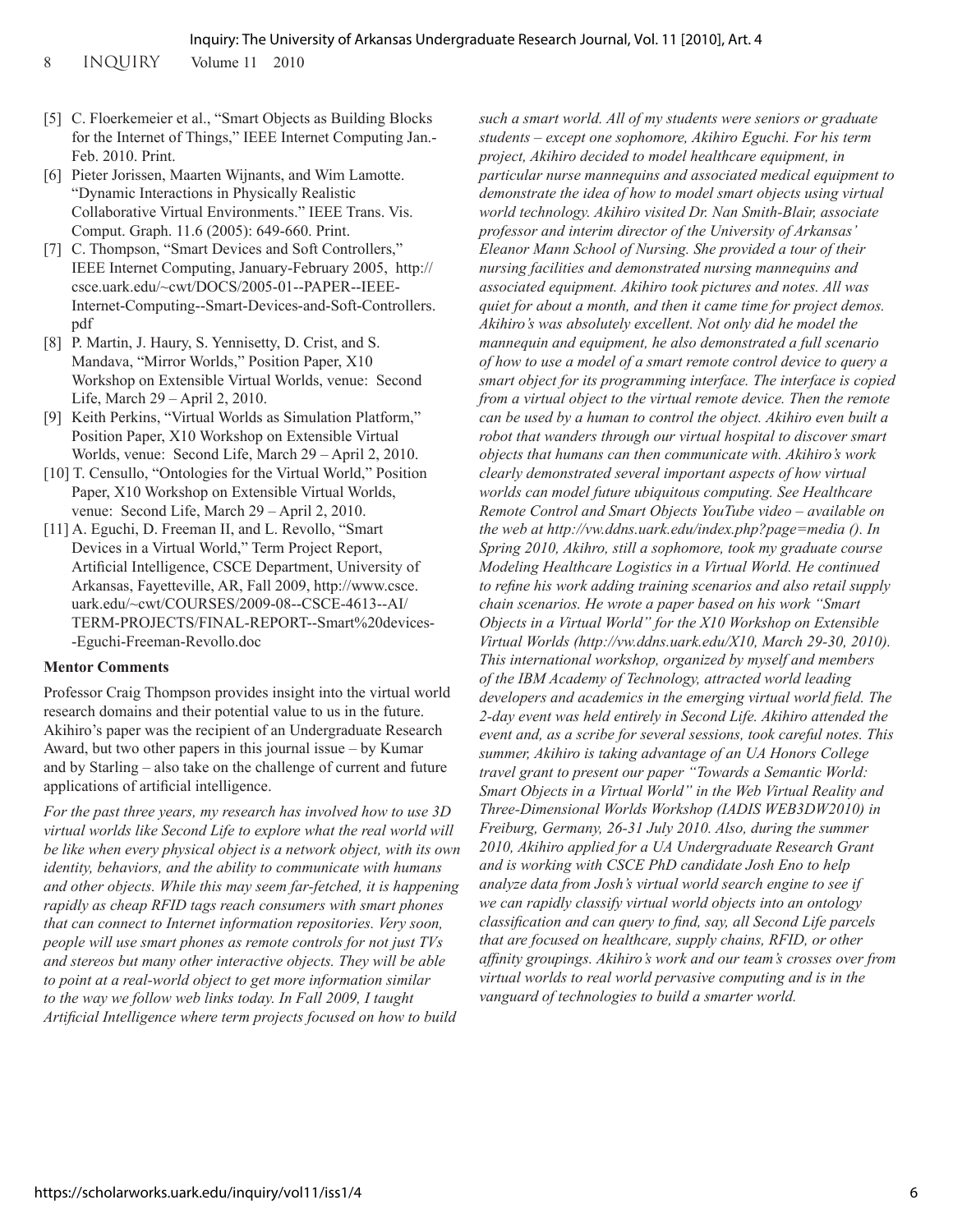[5] C. Floerkemeier et al., "Smart Objects as Building Blocks for the Internet of Things," IEEE Internet Computing Jan.-Feb. 2010. Print.

[6] Pieter Jorissen, Maarten Wijnants, and Wim Lamotte. "Dynamic Interactions in Physically Realistic Collaborative Virtual Environments." IEEE Trans. Vis. Comput. Graph. 11.6 (2005): 649-660. Print.

[7] C. Thompson, "Smart Devices and Soft Controllers," IEEE Internet Computing, January-February 2005, http://csce.uark.edu/~cwt/DOCS/2005-01--PAPER--IEEE-Internet-Computing--Smart-Devices-and-Soft-Controllers.pdf

[8] P. Martin, J. Haury, S. Yennisetty, D. Crist, and S. Mandava, "Mirror Worlds," Position Paper, X10 Workshop on Extensible Virtual Worlds, venue: Second Life, March 29 – April 2, 2010.

[9] Keith Perkins, "Virtual Worlds as Simulation Platform," Position Paper, X10 Workshop on Extensible Virtual Worlds, venue: Second Life, March 29 – April 2, 2010.

[10] T. Censullo, "Ontologies for the Virtual World," Position Paper, X10 Workshop on Extensible Virtual Worlds, venue: Second Life, March 29 – April 2, 2010.

[11] A. Eguchi, D. Freeman II, and L. Revollo, "Smart Devices in a Virtual World," Term Project Report, Artificial Intelligence, CSCE Department, University of Arkansas, Fayetteville, AR, Fall 2009, http://www.csce.uark.edu/~cwt/COURSES/2009-08--CSCE-4613--AI/TERM-PROJECTS/FINAL-REPORT--Smart%20devices--Eguchi-Freeman-Revollo.doc

**Mentor Comments**

Professor Craig Thompson provides insight into the virtual world research domains and their potential value to us in the future. Akihiro's paper was the recipient of an Undergraduate Research Award, but two other papers in this journal issue – by Kumar and by Starling – also take on the challenge of current and future applications of artificial intelligence.

*For the past three years, my research has involved how to use 3D virtual worlds like Second Life to explore what the real world will be like when every physical object is a network object, with its own identity, behaviors, and the ability to communicate with humans and other objects. While this may seem far-fetched, it is happening rapidly as cheap RFID tags reach consumers with smart phones that can connect to Internet information repositories. Very soon, people will use smart phones as remote controls for not just TVs and stereos but many other interactive objects. They will be able to point at a real-world object to get more information similar to the way we follow web links today. In Fall 2009, I taught Artificial Intelligence where term projects focused on how to build such a smart world. All of my students were seniors or graduate students – except one sophomore, Akihiro Eguchi. For his term project, Akihiro decided to model healthcare equipment, in particular nurse mannequins and associated medical equipment to demonstrate the idea of how to model smart objects using virtual world technology. Akihiro visited Dr. Nan Smith-Blair, associate professor and interim director of the University of Arkansas' Eleanor Mann School of Nursing. She provided a tour of their nursing facilities and demonstrated nursing mannequins and associated equipment. Akihiro took pictures and notes. All was quiet for about a month, and then it came time for project demos. Akihiro's was absolutely excellent. Not only did he model the mannequin and equipment, he also demonstrated a full scenario of how to use a model of a smart remote control device to query a smart object for its programming interface. The interface is copied from a virtual object to the virtual remote device. Then the remote can be used by a human to control the object. Akihiro even built a robot that wanders through our virtual hospital to discover smart objects that humans can then communicate with. Akihiro's work clearly demonstrated several important aspects of how virtual worlds can model future ubiquitous computing. See Healthcare Remote Control and Smart Objects YouTube video – available on the web at http://vw.ddns.uark.edu/index.php?page=media (). In Spring 2010, Akihro, still a sophomore, took my graduate course Modeling Healthcare Logistics in a Virtual World. He continued to refine his work adding training scenarios and also retail supply chain scenarios. He wrote a paper based on his work "Smart Objects in a Virtual World" for the X10 Workshop on Extensible Virtual Worlds (http://vw.ddns.uark.edu/X10, March 29-30, 2010). This international workshop, organized by myself and members of the IBM Academy of Technology, attracted world leading developers and academics in the emerging virtual world field. The 2-day event was held entirely in Second Life. Akihiro attended the event and, as a scribe for several sessions, took careful notes. This summer, Akihiro is taking advantage of an UA Honors College travel grant to present our paper "Towards a Semantic World: Smart Objects in a Virtual World" in the Web Virtual Reality and Three-Dimensional Worlds Workshop (IADIS WEB3DW2010) in Freiburg, Germany, 26-31 July 2010. Also, during the summer 2010, Akihiro applied for a UA Undergraduate Research Grant and is working with CSCE PhD candidate Josh Eno to help analyze data from Josh's virtual world search engine to see if we can rapidly classify virtual world objects into an ontology classification and can query to find, say, all Second Life parcels that are focused on healthcare, supply chains, RFID, or other affinity groupings. Akihiro's work and our team's crosses over from virtual worlds to real world pervasive computing and is in the vanguard of technologies to build a smarter world.*